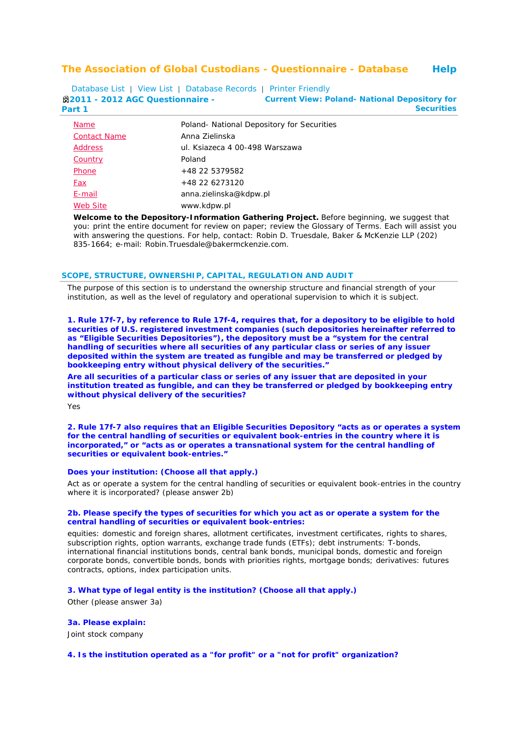# The Association of Global Custodians - Questionnaire - Database

Help

Database List | View List | Database Records | Printer Friendly

**2011 - 2012 AGC Questionnaire - Part 1**

**Current View: Poland- National Depository for Securities**

| | |
|---|---|
| Name | Poland- National Depository for Securities |
| Contact Name | Anna Zielinska |
| Address | ul. Ksiazeca 4 00-498 Warszawa |
| Country | Poland |
| Phone | +48 22 5379582 |
| Fax | +48 22 6273120 |
| E-mail | anna.zielinska@kdpw.pl |
| Web Site | www.kdpw.pl |

**Welcome to the Depository-Information Gathering Project.** Before beginning, we suggest that you: print the entire document for review on paper; review the Glossary of Terms. Each will assist you with answering the questions. For help, contact: Robin D. Truesdale, Baker & McKenzie LLP (202) 835-1664; e-mail: Robin.Truesdale@bakermckenzie.com.

## SCOPE, STRUCTURE, OWNERSHIP, CAPITAL, REGULATION AND AUDIT

The purpose of this section is to understand the ownership structure and financial strength of your institution, as well as the level of regulatory and operational supervision to which it is subject.

**1. Rule 17f-7, by reference to Rule 17f-4, requires that, for a depository to be eligible to hold securities of U.S. registered investment companies (such depositories hereinafter referred to as “Eligible Securities Depositories”), the depository must be a “system for the central handling of securities where all securities of any particular class or series of any issuer deposited within the system are treated as fungible and may be transferred or pledged by bookkeeping entry without physical delivery of the securities.”**

**Are all securities of a particular class or series of any issuer that are deposited in your institution treated as fungible, and can they be transferred or pledged by bookkeeping entry without physical delivery of the securities?**

Yes

**2. Rule 17f-7 also requires that an Eligible Securities Depository “acts as or operates a system for the central handling of securities or equivalent book-entries in the country where it is incorporated,” or “acts as or operates a transnational system for the central handling of securities or equivalent book-entries.”**

**Does your institution: (Choose all that apply.)**

Act as or operate a system for the central handling of securities or equivalent book-entries in the country where it is incorporated? (please answer 2b)

**2b. Please specify the types of securities for which you act as or operate a system for the central handling of securities or equivalent book-entries:**

equities: domestic and foreign shares, allotment certificates, investment certificates, rights to shares, subscription rights, option warrants, exchange trade funds (ETFs); debt instruments: T-bonds, international financial institutions bonds, central bank bonds, municipal bonds, domestic and foreign corporate bonds, convertible bonds, bonds with priorities rights, mortgage bonds; derivatives: futures contracts, options, index participation units.

**3. What type of legal entity is the institution? (Choose all that apply.)**

Other (please answer 3a)

**3a. Please explain:**

Joint stock company

**4. Is the institution operated as a "for profit" or a "not for profit" organization?**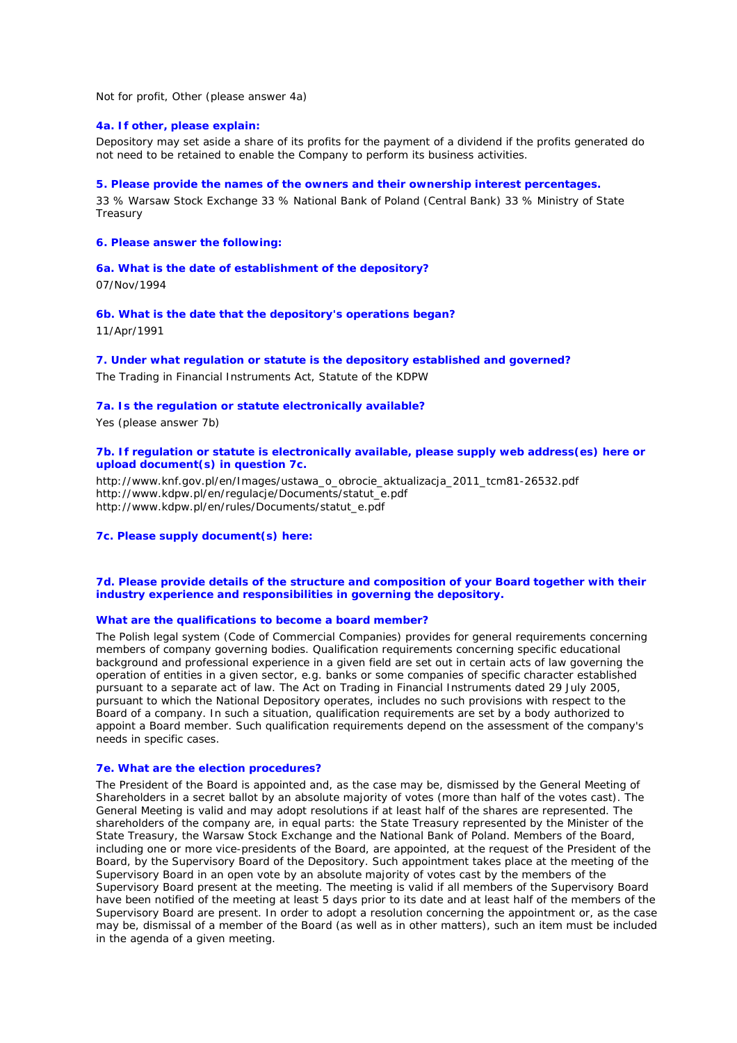Not for profit, Other (please answer 4a)

### 4a. If other, please explain:

Depository may set aside a share of its profits for the payment of a dividend if the profits generated do not need to be retained to enable the Company to perform its business activities.

### 5. Please provide the names of the owners and their ownership interest percentages.

33 % Warsaw Stock Exchange 33 % National Bank of Poland (Central Bank) 33 % Ministry of State Treasury

### 6. Please answer the following:

### 6a. What is the date of establishment of the depository?

07/Nov/1994

### 6b. What is the date that the depository's operations began?

11/Apr/1991

### 7. Under what regulation or statute is the depository established and governed?

The Trading in Financial Instruments Act, Statute of the KDPW

### 7a. Is the regulation or statute electronically available?

Yes (please answer 7b)

### 7b. If regulation or statute is electronically available, please supply web address(es) here or upload document(s) in question 7c.

http://www.knf.gov.pl/en/Images/ustawa_o_obrocie_aktualizacja_2011_tcm81-26532.pdf
http://www.kdpw.pl/en/regulacje/Documents/statut_e.pdf
http://www.kdpw.pl/en/rules/Documents/statut_e.pdf

### 7c. Please supply document(s) here:

### 7d. Please provide details of the structure and composition of your Board together with their industry experience and responsibilities in governing the depository.

### What are the qualifications to become a board member?

The Polish legal system (Code of Commercial Companies) provides for general requirements concerning members of company governing bodies. Qualification requirements concerning specific educational background and professional experience in a given field are set out in certain acts of law governing the operation of entities in a given sector, e.g. banks or some companies of specific character established pursuant to a separate act of law. The Act on Trading in Financial Instruments dated 29 July 2005, pursuant to which the National Depository operates, includes no such provisions with respect to the Board of a company. In such a situation, qualification requirements are set by a body authorized to appoint a Board member. Such qualification requirements depend on the assessment of the company's needs in specific cases.

### 7e. What are the election procedures?

The President of the Board is appointed and, as the case may be, dismissed by the General Meeting of Shareholders in a secret ballot by an absolute majority of votes (more than half of the votes cast). The General Meeting is valid and may adopt resolutions if at least half of the shares are represented. The shareholders of the company are, in equal parts: the State Treasury represented by the Minister of the State Treasury, the Warsaw Stock Exchange and the National Bank of Poland. Members of the Board, including one or more vice-presidents of the Board, are appointed, at the request of the President of the Board, by the Supervisory Board of the Depository. Such appointment takes place at the meeting of the Supervisory Board in an open vote by an absolute majority of votes cast by the members of the Supervisory Board present at the meeting. The meeting is valid if all members of the Supervisory Board have been notified of the meeting at least 5 days prior to its date and at least half of the members of the Supervisory Board are present. In order to adopt a resolution concerning the appointment or, as the case may be, dismissal of a member of the Board (as well as in other matters), such an item must be included in the agenda of a given meeting.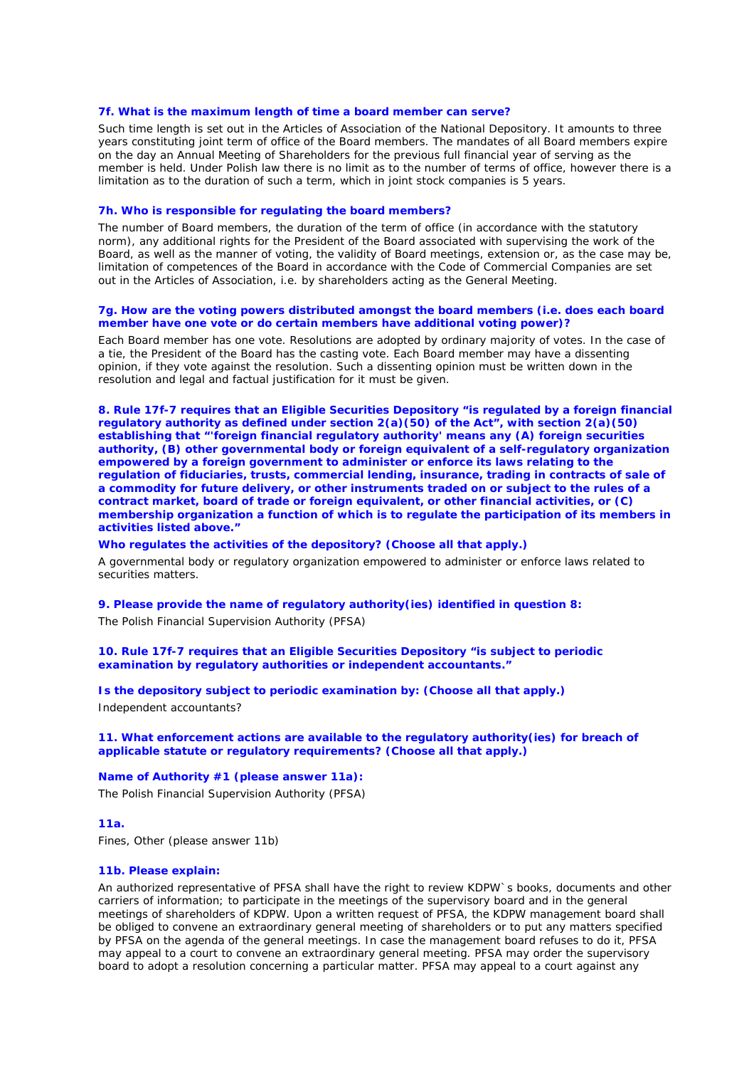**7f. What is the maximum length of time a board member can serve?**

Such time length is set out in the Articles of Association of the National Depository. It amounts to three years constituting joint term of office of the Board members. The mandates of all Board members expire on the day an Annual Meeting of Shareholders for the previous full financial year of serving as the member is held. Under Polish law there is no limit as to the number of terms of office, however there is a limitation as to the duration of such a term, which in joint stock companies is 5 years.

**7h. Who is responsible for regulating the board members?**

The number of Board members, the duration of the term of office (in accordance with the statutory norm), any additional rights for the President of the Board associated with supervising the work of the Board, as well as the manner of voting, the validity of Board meetings, extension or, as the case may be, limitation of competences of the Board in accordance with the Code of Commercial Companies are set out in the Articles of Association, i.e. by shareholders acting as the General Meeting.

**7g. How are the voting powers distributed amongst the board members (i.e. does each board member have one vote or do certain members have additional voting power)?**

Each Board member has one vote. Resolutions are adopted by ordinary majority of votes. In the case of a tie, the President of the Board has the casting vote. Each Board member may have a dissenting opinion, if they vote against the resolution. Such a dissenting opinion must be written down in the resolution and legal and factual justification for it must be given.

**8. Rule 17f-7 requires that an Eligible Securities Depository "is regulated by a foreign financial regulatory authority as defined under section 2(a)(50) of the Act", with section 2(a)(50) establishing that "'foreign financial regulatory authority' means any (A) foreign securities authority, (B) other governmental body or foreign equivalent of a self-regulatory organization empowered by a foreign government to administer or enforce its laws relating to the regulation of fiduciaries, trusts, commercial lending, insurance, trading in contracts of sale of a commodity for future delivery, or other instruments traded on or subject to the rules of a contract market, board of trade or foreign equivalent, or other financial activities, or (C) membership organization a function of which is to regulate the participation of its members in activities listed above."**

**Who regulates the activities of the depository? (Choose all that apply.)**

A governmental body or regulatory organization empowered to administer or enforce laws related to securities matters.

**9. Please provide the name of regulatory authority(ies) identified in question 8:**

The Polish Financial Supervision Authority (PFSA)

**10. Rule 17f-7 requires that an Eligible Securities Depository "is subject to periodic examination by regulatory authorities or independent accountants."**

**Is the depository subject to periodic examination by: (Choose all that apply.)**

Independent accountants?

**11. What enforcement actions are available to the regulatory authority(ies) for breach of applicable statute or regulatory requirements? (Choose all that apply.)**

**Name of Authority #1 (please answer 11a):**

The Polish Financial Supervision Authority (PFSA)

**11a.**

Fines, Other (please answer 11b)

**11b. Please explain:**

An authorized representative of PFSA shall have the right to review KDPW`s books, documents and other carriers of information; to participate in the meetings of the supervisory board and in the general meetings of shareholders of KDPW. Upon a written request of PFSA, the KDPW management board shall be obliged to convene an extraordinary general meeting of shareholders or to put any matters specified by PFSA on the agenda of the general meetings. In case the management board refuses to do it, PFSA may appeal to a court to convene an extraordinary general meeting. PFSA may order the supervisory board to adopt a resolution concerning a particular matter. PFSA may appeal to a court against any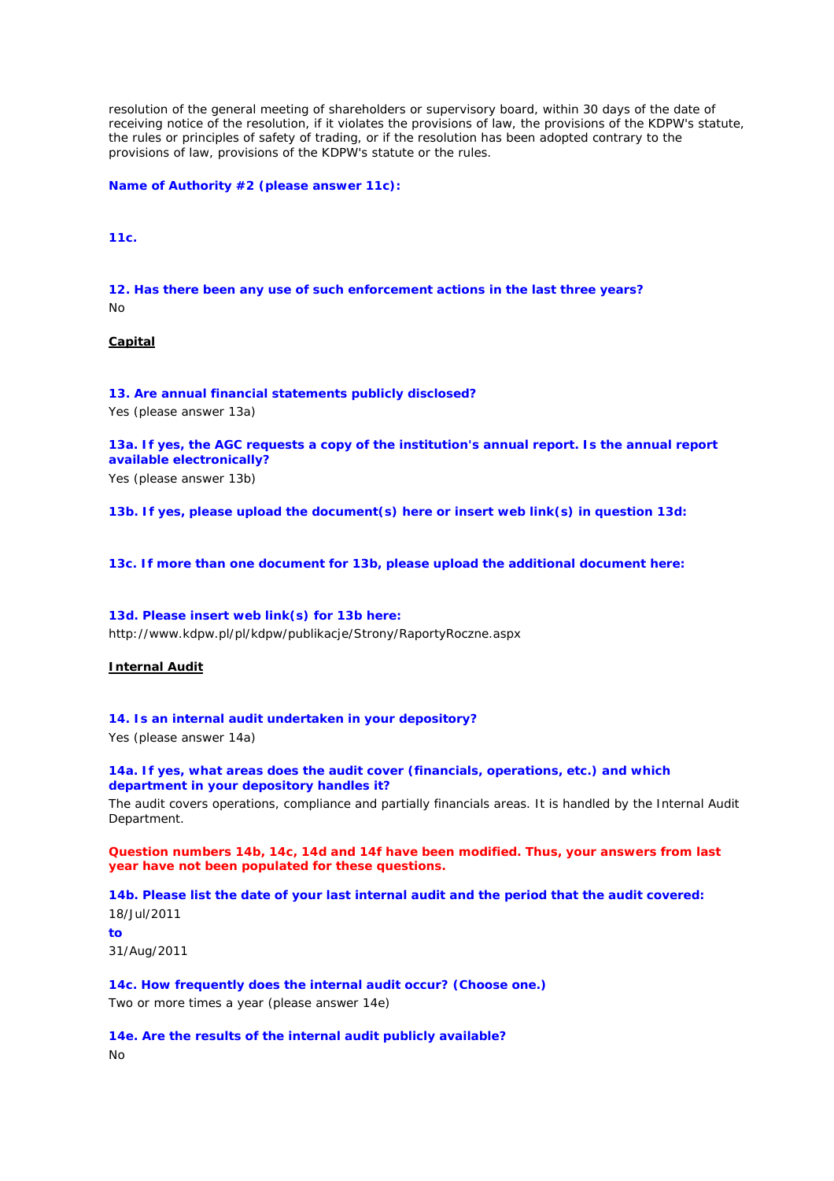resolution of the general meeting of shareholders or supervisory board, within 30 days of the date of receiving notice of the resolution, if it violates the provisions of law, the provisions of the KDPW's statute, the rules or principles of safety of trading, or if the resolution has been adopted contrary to the provisions of law, provisions of the KDPW's statute or the rules.

**Name of Authority #2 (please answer 11c):**

**11c.**

**12. Has there been any use of such enforcement actions in the last three years?**

No

**Capital**

**13. Are annual financial statements publicly disclosed?**

Yes (please answer 13a)

**13a. If yes, the AGC requests a copy of the institution's annual report. Is the annual report available electronically?**

Yes (please answer 13b)

**13b. If yes, please upload the document(s) here or insert web link(s) in question 13d:**

**13c. If more than one document for 13b, please upload the additional document here:**

**13d. Please insert web link(s) for 13b here:**

http://www.kdpw.pl/pl/kdpw/publikacje/Strony/RaportyRoczne.aspx

**Internal Audit**

**14. Is an internal audit undertaken in your depository?**

Yes (please answer 14a)

**14a. If yes, what areas does the audit cover (financials, operations, etc.) and which department in your depository handles it?**

The audit covers operations, compliance and partially financials areas. It is handled by the Internal Audit Department.

**Question numbers 14b, 14c, 14d and 14f have been modified. Thus, your answers from last year have not been populated for these questions.**

**14b. Please list the date of your last internal audit and the period that the audit covered:**

18/Jul/2011

**to**

31/Aug/2011

**14c. How frequently does the internal audit occur? (Choose one.)**

Two or more times a year (please answer 14e)

**14e. Are the results of the internal audit publicly available?**

No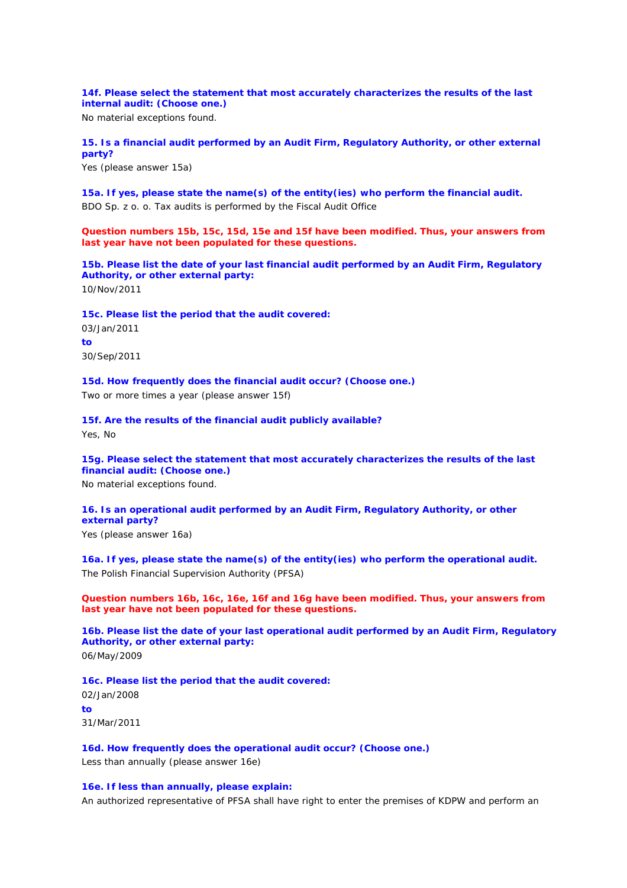**14f. Please select the statement that most accurately characterizes the results of the last internal audit: (Choose one.)**

No material exceptions found.

**15. Is a financial audit performed by an Audit Firm, Regulatory Authority, or other external party?**

Yes (please answer 15a)

**15a. If yes, please state the name(s) of the entity(ies) who perform the financial audit.**

BDO Sp. z o. o. Tax audits is performed by the Fiscal Audit Office

**Question numbers 15b, 15c, 15d, 15e and 15f have been modified. Thus, your answers from last year have not been populated for these questions.**

**15b. Please list the date of your last financial audit performed by an Audit Firm, Regulatory Authority, or other external party:**

10/Nov/2011

**15c. Please list the period that the audit covered:**

03/Jan/2011

**to**

30/Sep/2011

**15d. How frequently does the financial audit occur? (Choose one.)**

Two or more times a year (please answer 15f)

**15f. Are the results of the financial audit publicly available?**

Yes, No

**15g. Please select the statement that most accurately characterizes the results of the last financial audit: (Choose one.)**

No material exceptions found.

**16. Is an operational audit performed by an Audit Firm, Regulatory Authority, or other external party?**

Yes (please answer 16a)

**16a. If yes, please state the name(s) of the entity(ies) who perform the operational audit.**

The Polish Financial Supervision Authority (PFSA)

**Question numbers 16b, 16c, 16e, 16f and 16g have been modified. Thus, your answers from last year have not been populated for these questions.**

**16b. Please list the date of your last operational audit performed by an Audit Firm, Regulatory Authority, or other external party:**

06/May/2009

**16c. Please list the period that the audit covered:**

02/Jan/2008

**to**

31/Mar/2011

**16d. How frequently does the operational audit occur? (Choose one.)**

Less than annually (please answer 16e)

**16e. If less than annually, please explain:**

An authorized representative of PFSA shall have right to enter the premises of KDPW and perform an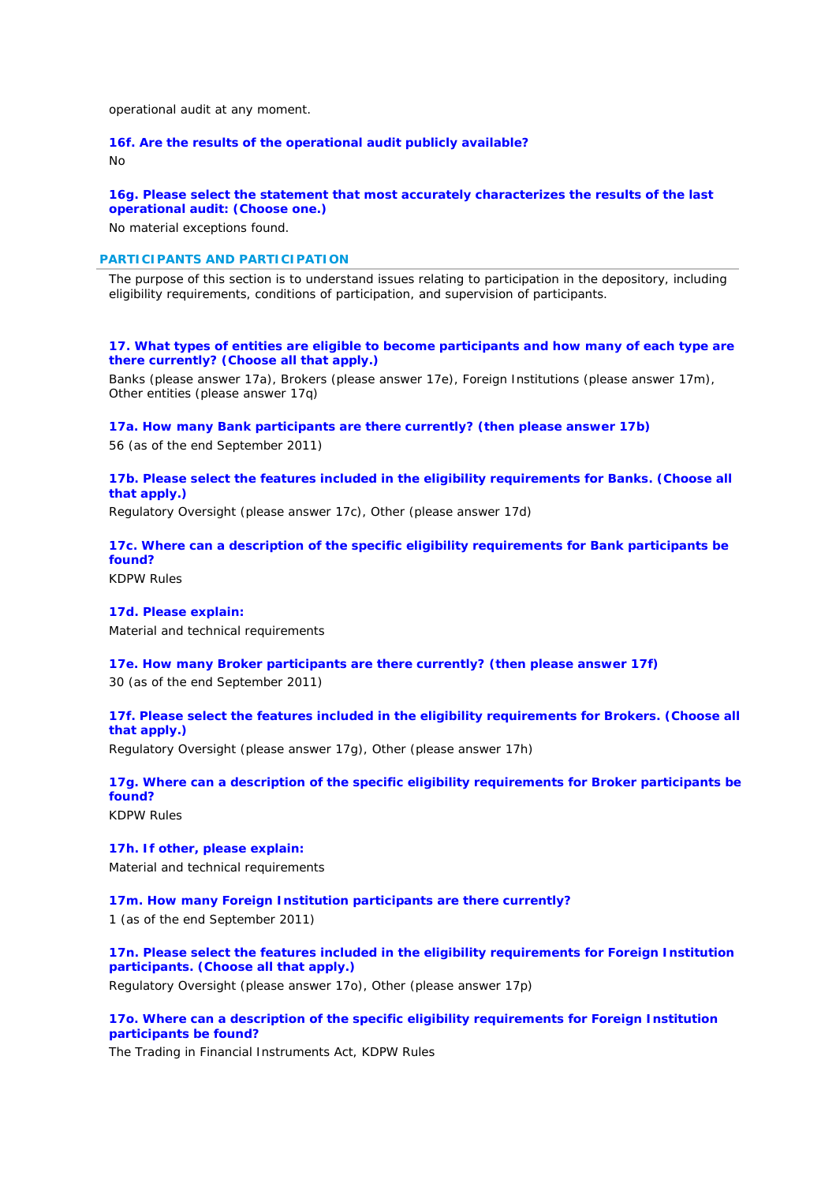operational audit at any moment.

**16f. Are the results of the operational audit publicly available?**

No

**16g. Please select the statement that most accurately characterizes the results of the last operational audit: (Choose one.)**

No material exceptions found.

## PARTICIPANTS AND PARTICIPATION

The purpose of this section is to understand issues relating to participation in the depository, including eligibility requirements, conditions of participation, and supervision of participants.

**17. What types of entities are eligible to become participants and how many of each type are there currently? (Choose all that apply.)**

Banks (please answer 17a), Brokers (please answer 17e), Foreign Institutions (please answer 17m), Other entities (please answer 17q)

**17a. How many Bank participants are there currently? (then please answer 17b)**

56 (as of the end September 2011)

**17b. Please select the features included in the eligibility requirements for Banks. (Choose all that apply.)**

Regulatory Oversight (please answer 17c), Other (please answer 17d)

**17c. Where can a description of the specific eligibility requirements for Bank participants be found?**

KDPW Rules

**17d. Please explain:**

Material and technical requirements

**17e. How many Broker participants are there currently? (then please answer 17f)**

30 (as of the end September 2011)

**17f. Please select the features included in the eligibility requirements for Brokers. (Choose all that apply.)**

Regulatory Oversight (please answer 17g), Other (please answer 17h)

**17g. Where can a description of the specific eligibility requirements for Broker participants be found?**

KDPW Rules

**17h. If other, please explain:**

Material and technical requirements

**17m. How many Foreign Institution participants are there currently?**

1 (as of the end September 2011)

**17n. Please select the features included in the eligibility requirements for Foreign Institution participants. (Choose all that apply.)**

Regulatory Oversight (please answer 17o), Other (please answer 17p)

**17o. Where can a description of the specific eligibility requirements for Foreign Institution participants be found?**

The Trading in Financial Instruments Act, KDPW Rules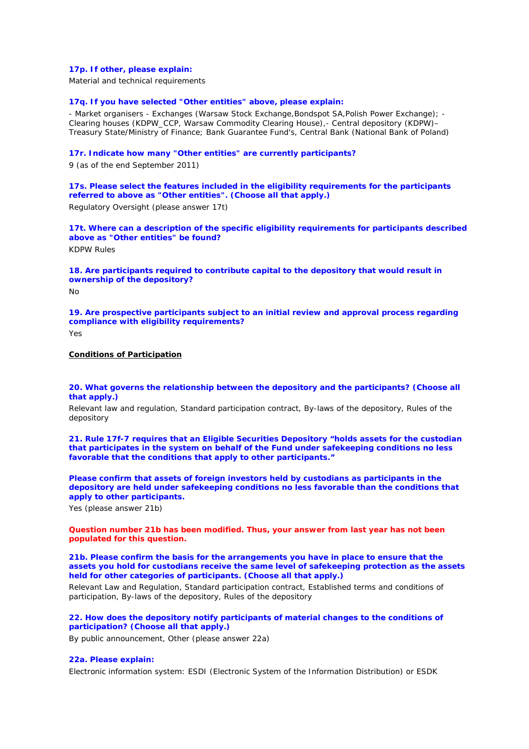**17p. If other, please explain:**

Material and technical requirements

**17q. If you have selected "Other entities" above, please explain:**

- Market organisers - Exchanges (Warsaw Stock Exchange,Bondspot SA,Polish Power Exchange); - Clearing houses (KDPW_CCP, Warsaw Commodity Clearing House),- Central depository (KDPW)– Treasury State/Ministry of Finance; Bank Guarantee Fund's, Central Bank (National Bank of Poland)

**17r. Indicate how many "Other entities" are currently participants?**

9 (as of the end September 2011)

**17s. Please select the features included in the eligibility requirements for the participants referred to above as "Other entities". (Choose all that apply.)**

Regulatory Oversight (please answer 17t)

**17t. Where can a description of the specific eligibility requirements for participants described above as "Other entities" be found?**

KDPW Rules

**18. Are participants required to contribute capital to the depository that would result in ownership of the depository?**

No

**19. Are prospective participants subject to an initial review and approval process regarding compliance with eligibility requirements?**

Yes

**Conditions of Participation**

**20. What governs the relationship between the depository and the participants? (Choose all that apply.)**

Relevant law and regulation, Standard participation contract, By-laws of the depository, Rules of the depository

**21. Rule 17f-7 requires that an Eligible Securities Depository "holds assets for the custodian that participates in the system on behalf of the Fund under safekeeping conditions no less favorable that the conditions that apply to other participants."**

**Please confirm that assets of foreign investors held by custodians as participants in the depository are held under safekeeping conditions no less favorable than the conditions that apply to other participants.**

Yes (please answer 21b)

**Question number 21b has been modified. Thus, your answer from last year has not been populated for this question.**

**21b. Please confirm the basis for the arrangements you have in place to ensure that the assets you hold for custodians receive the same level of safekeeping protection as the assets held for other categories of participants. (Choose all that apply.)**

Relevant Law and Regulation, Standard participation contract, Established terms and conditions of participation, By-laws of the depository, Rules of the depository

**22. How does the depository notify participants of material changes to the conditions of participation? (Choose all that apply.)**

By public announcement, Other (please answer 22a)

**22a. Please explain:**

Electronic information system: ESDI (Electronic System of the Information Distribution) or ESDK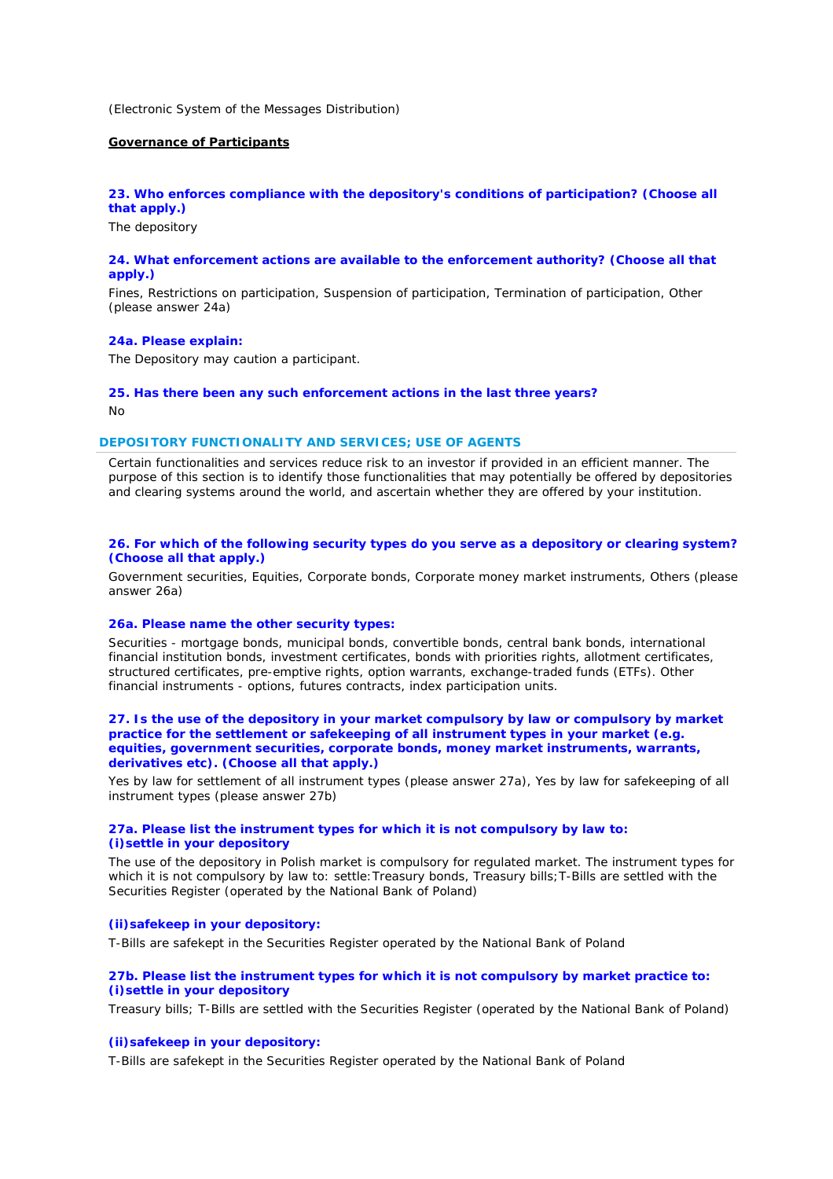(Electronic System of the Messages Distribution)

**Governance of Participants**

### 23. Who enforces compliance with the depository's conditions of participation? (Choose all that apply.)

The depository

### 24. What enforcement actions are available to the enforcement authority? (Choose all that apply.)

Fines, Restrictions on participation, Suspension of participation, Termination of participation, Other (please answer 24a)

### 24a. Please explain:

The Depository may caution a participant.

### 25. Has there been any such enforcement actions in the last three years?

No

## DEPOSITORY FUNCTIONALITY AND SERVICES; USE OF AGENTS

Certain functionalities and services reduce risk to an investor if provided in an efficient manner. The purpose of this section is to identify those functionalities that may potentially be offered by depositories and clearing systems around the world, and ascertain whether they are offered by your institution.

### 26. For which of the following security types do you serve as a depository or clearing system? (Choose all that apply.)

Government securities, Equities, Corporate bonds, Corporate money market instruments, Others (please answer 26a)

### 26a. Please name the other security types:

Securities - mortgage bonds, municipal bonds, convertible bonds, central bank bonds, international financial institution bonds, investment certificates, bonds with priorities rights, allotment certificates, structured certificates, pre-emptive rights, option warrants, exchange-traded funds (ETFs). Other financial instruments - options, futures contracts, index participation units.

### 27. Is the use of the depository in your market compulsory by law or compulsory by market practice for the settlement or safekeeping of all instrument types in your market (e.g. equities, government securities, corporate bonds, money market instruments, warrants, derivatives etc). (Choose all that apply.)

Yes by law for settlement of all instrument types (please answer 27a), Yes by law for safekeeping of all instrument types (please answer 27b)

### 27a. Please list the instrument types for which it is not compulsory by law to: (i)settle in your depository

The use of the depository in Polish market is compulsory for regulated market. The instrument types for which it is not compulsory by law to: settle:Treasury bonds, Treasury bills;T-Bills are settled with the Securities Register (operated by the National Bank of Poland)

### (ii)safekeep in your depository:

T-Bills are safekept in the Securities Register operated by the National Bank of Poland

### 27b. Please list the instrument types for which it is not compulsory by market practice to: (i)settle in your depository

Treasury bills; T-Bills are settled with the Securities Register (operated by the National Bank of Poland)

### (ii)safekeep in your depository:

T-Bills are safekept in the Securities Register operated by the National Bank of Poland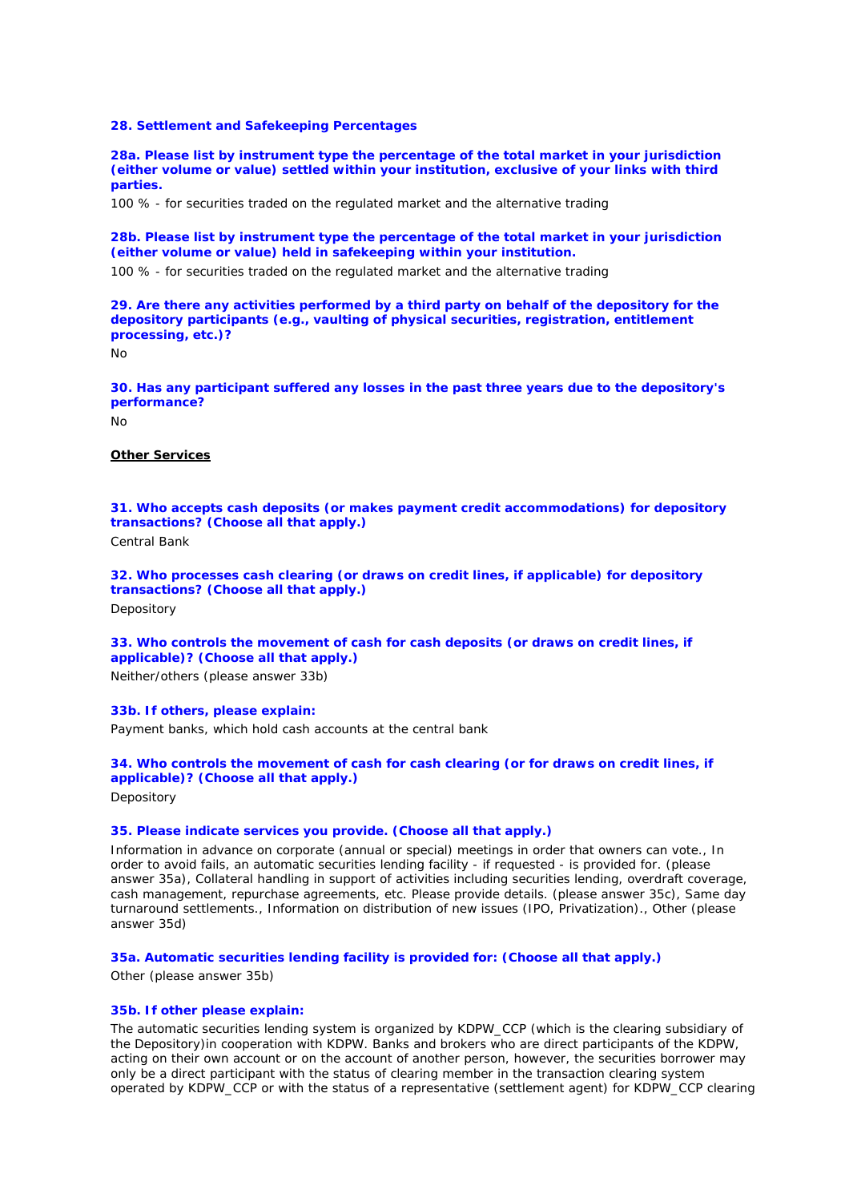**28. Settlement and Safekeeping Percentages**

**28a. Please list by instrument type the percentage of the total market in your jurisdiction (either volume or value) settled within your institution, exclusive of your links with third parties.**

100 % - for securities traded on the regulated market and the alternative trading

**28b. Please list by instrument type the percentage of the total market in your jurisdiction (either volume or value) held in safekeeping within your institution.**

100 % - for securities traded on the regulated market and the alternative trading

**29. Are there any activities performed by a third party on behalf of the depository for the depository participants (e.g., vaulting of physical securities, registration, entitlement processing, etc.)?**

No

**30. Has any participant suffered any losses in the past three years due to the depository's performance?**

No

**Other Services**

**31. Who accepts cash deposits (or makes payment credit accommodations) for depository transactions? (Choose all that apply.)**

Central Bank

**32. Who processes cash clearing (or draws on credit lines, if applicable) for depository transactions? (Choose all that apply.)**

Depository

**33. Who controls the movement of cash for cash deposits (or draws on credit lines, if applicable)? (Choose all that apply.)**

Neither/others (please answer 33b)

**33b. If others, please explain:**

Payment banks, which hold cash accounts at the central bank

**34. Who controls the movement of cash for cash clearing (or for draws on credit lines, if applicable)? (Choose all that apply.)**

Depository

**35. Please indicate services you provide. (Choose all that apply.)**

Information in advance on corporate (annual or special) meetings in order that owners can vote., In order to avoid fails, an automatic securities lending facility - if requested - is provided for. (please answer 35a), Collateral handling in support of activities including securities lending, overdraft coverage, cash management, repurchase agreements, etc. Please provide details. (please answer 35c), Same day turnaround settlements., Information on distribution of new issues (IPO, Privatization)., Other (please answer 35d)

**35a. Automatic securities lending facility is provided for: (Choose all that apply.)**

Other (please answer 35b)

**35b. If other please explain:**

The automatic securities lending system is organized by KDPW_CCP (which is the clearing subsidiary of the Depository)in cooperation with KDPW. Banks and brokers who are direct participants of the KDPW, acting on their own account or on the account of another person, however, the securities borrower may only be a direct participant with the status of clearing member in the transaction clearing system operated by KDPW_CCP or with the status of a representative (settlement agent) for KDPW_CCP clearing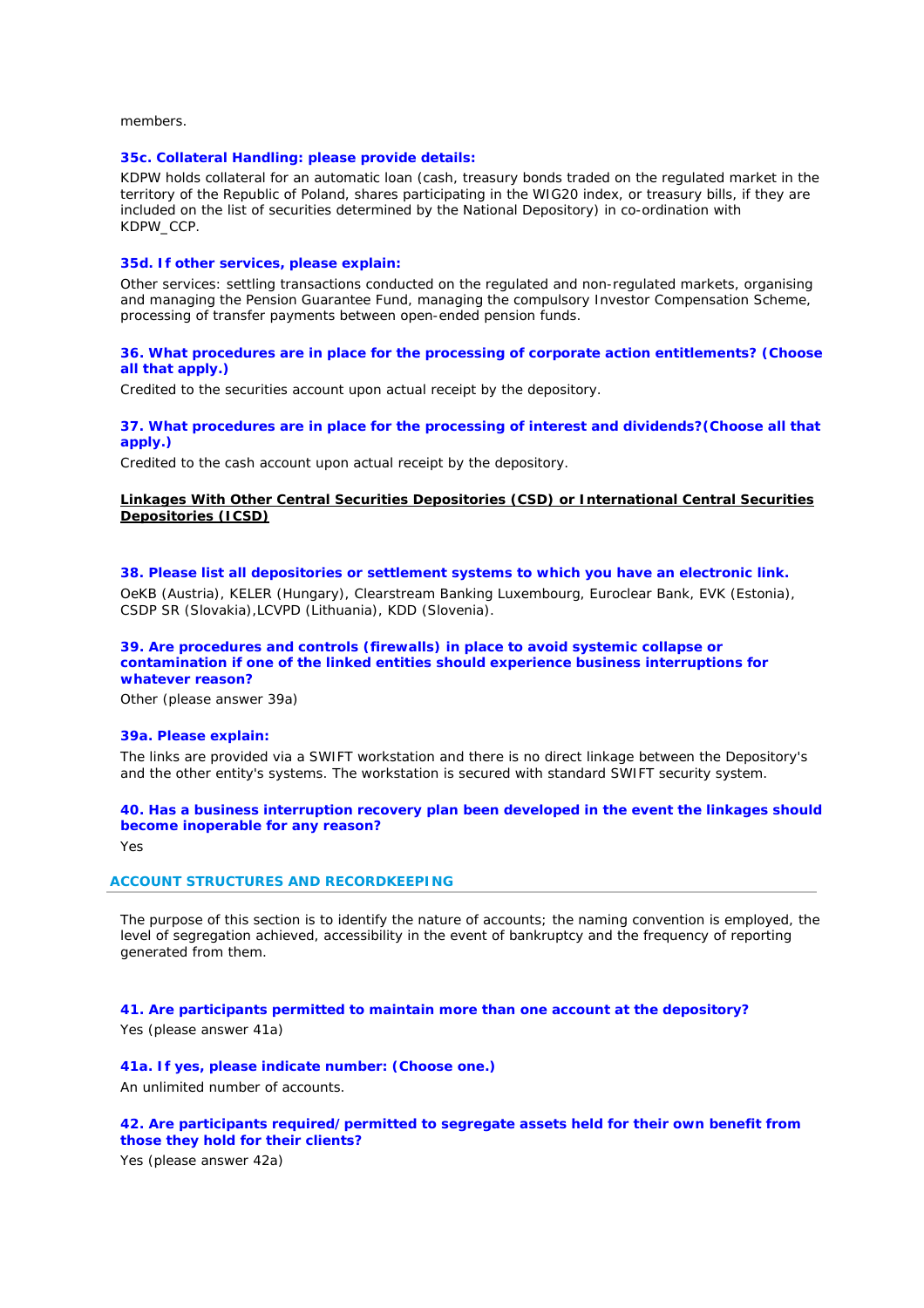members.

### 35c. Collateral Handling: please provide details:

KDPW holds collateral for an automatic loan (cash, treasury bonds traded on the regulated market in the territory of the Republic of Poland, shares participating in the WIG20 index, or treasury bills, if they are included on the list of securities determined by the National Depository) in co-ordination with KDPW_CCP.

### 35d. If other services, please explain:

Other services: settling transactions conducted on the regulated and non-regulated markets, organising and managing the Pension Guarantee Fund, managing the compulsory Investor Compensation Scheme, processing of transfer payments between open-ended pension funds.

### 36. What procedures are in place for the processing of corporate action entitlements? (Choose all that apply.)

Credited to the securities account upon actual receipt by the depository.

### 37. What procedures are in place for the processing of interest and dividends?(Choose all that apply.)

Credited to the cash account upon actual receipt by the depository.

**Linkages With Other Central Securities Depositories (CSD) or International Central Securities Depositories (ICSD)**

### 38. Please list all depositories or settlement systems to which you have an electronic link.

OeKB (Austria), KELER (Hungary), Clearstream Banking Luxembourg, Euroclear Bank, EVK (Estonia), CSDP SR (Slovakia),LCVPD (Lithuania), KDD (Slovenia).

### 39. Are procedures and controls (firewalls) in place to avoid systemic collapse or contamination if one of the linked entities should experience business interruptions for whatever reason?

Other (please answer 39a)

### 39a. Please explain:

The links are provided via a SWIFT workstation and there is no direct linkage between the Depository's and the other entity's systems. The workstation is secured with standard SWIFT security system.

### 40. Has a business interruption recovery plan been developed in the event the linkages should become inoperable for any reason?

Yes

## ACCOUNT STRUCTURES AND RECORDKEEPING

The purpose of this section is to identify the nature of accounts; the naming convention is employed, the level of segregation achieved, accessibility in the event of bankruptcy and the frequency of reporting generated from them.

### 41. Are participants permitted to maintain more than one account at the depository?

Yes (please answer 41a)

### 41a. If yes, please indicate number: (Choose one.)

An unlimited number of accounts.

### 42. Are participants required/permitted to segregate assets held for their own benefit from those they hold for their clients?

Yes (please answer 42a)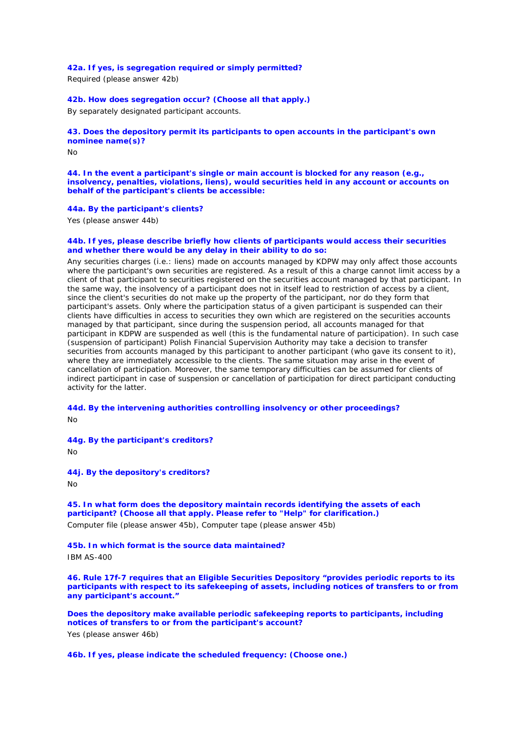**42a. If yes, is segregation required or simply permitted?**

Required (please answer 42b)

**42b. How does segregation occur? (Choose all that apply.)**

By separately designated participant accounts.

**43. Does the depository permit its participants to open accounts in the participant's own nominee name(s)?**

No

**44. In the event a participant's single or main account is blocked for any reason (e.g., insolvency, penalties, violations, liens), would securities held in any account or accounts on behalf of the participant's clients be accessible:**

**44a. By the participant's clients?**

Yes (please answer 44b)

**44b. If yes, please describe briefly how clients of participants would access their securities and whether there would be any delay in their ability to do so:**

Any securities charges (i.e.: liens) made on accounts managed by KDPW may only affect those accounts where the participant's own securities are registered. As a result of this a charge cannot limit access by a client of that participant to securities registered on the securities account managed by that participant. In the same way, the insolvency of a participant does not in itself lead to restriction of access by a client, since the client's securities do not make up the property of the participant, nor do they form that participant's assets. Only where the participation status of a given participant is suspended can their clients have difficulties in access to securities they own which are registered on the securities accounts managed by that participant, since during the suspension period, all accounts managed for that participant in KDPW are suspended as well (this is the fundamental nature of participation). In such case (suspension of participant) Polish Financial Supervision Authority may take a decision to transfer securities from accounts managed by this participant to another participant (who gave its consent to it), where they are immediately accessible to the clients. The same situation may arise in the event of cancellation of participation. Moreover, the same temporary difficulties can be assumed for clients of indirect participant in case of suspension or cancellation of participation for direct participant conducting activity for the latter.

**44d. By the intervening authorities controlling insolvency or other proceedings?**

No

**44g. By the participant's creditors?**

No

**44j. By the depository's creditors?**

No

**45. In what form does the depository maintain records identifying the assets of each participant? (Choose all that apply. Please refer to "Help" for clarification.)**

Computer file (please answer 45b), Computer tape (please answer 45b)

**45b. In which format is the source data maintained?**

IBM AS-400

**46. Rule 17f-7 requires that an Eligible Securities Depository "provides periodic reports to its participants with respect to its safekeeping of assets, including notices of transfers to or from any participant's account."**

**Does the depository make available periodic safekeeping reports to participants, including notices of transfers to or from the participant's account?**

Yes (please answer 46b)

**46b. If yes, please indicate the scheduled frequency: (Choose one.)**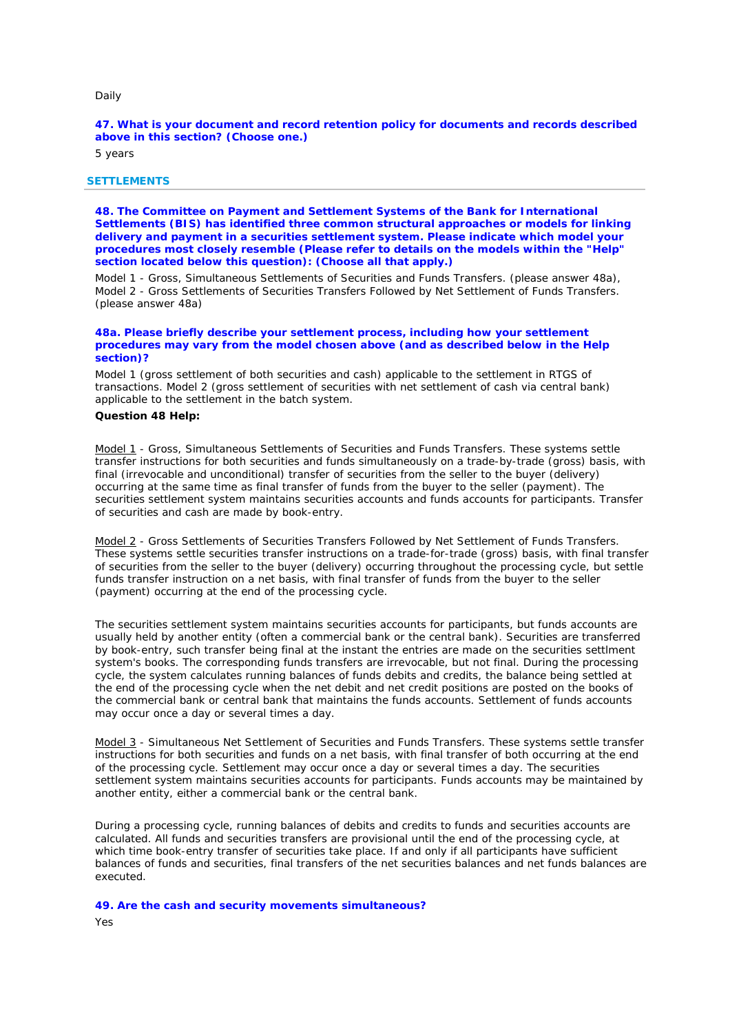Daily

**47. What is your document and record retention policy for documents and records described above in this section? (Choose one.)**

5 years

## SETTLEMENTS

**48. The Committee on Payment and Settlement Systems of the Bank for International Settlements (BIS) has identified three common structural approaches or models for linking delivery and payment in a securities settlement system. Please indicate which model your procedures most closely resemble (Please refer to details on the models within the "Help" section located below this question): (Choose all that apply.)**

Model 1 - Gross, Simultaneous Settlements of Securities and Funds Transfers. (please answer 48a), Model 2 - Gross Settlements of Securities Transfers Followed by Net Settlement of Funds Transfers. (please answer 48a)

**48a. Please briefly describe your settlement process, including how your settlement procedures may vary from the model chosen above (and as described below in the Help section)?**

Model 1 (gross settlement of both securities and cash) applicable to the settlement in RTGS of transactions. Model 2 (gross settlement of securities with net settlement of cash via central bank) applicable to the settlement in the batch system.

**Question 48 Help:**

Model 1 - Gross, Simultaneous Settlements of Securities and Funds Transfers. These systems settle transfer instructions for both securities and funds simultaneously on a trade-by-trade (gross) basis, with final (irrevocable and unconditional) transfer of securities from the seller to the buyer (delivery) occurring at the same time as final transfer of funds from the buyer to the seller (payment). The securities settlement system maintains securities accounts and funds accounts for participants. Transfer of securities and cash are made by book-entry.

Model 2 - Gross Settlements of Securities Transfers Followed by Net Settlement of Funds Transfers. These systems settle securities transfer instructions on a trade-for-trade (gross) basis, with final transfer of securities from the seller to the buyer (delivery) occurring throughout the processing cycle, but settle funds transfer instruction on a net basis, with final transfer of funds from the buyer to the seller (payment) occurring at the end of the processing cycle.

The securities settlement system maintains securities accounts for participants, but funds accounts are usually held by another entity (often a commercial bank or the central bank). Securities are transferred by book-entry, such transfer being final at the instant the entries are made on the securities settlment system's books. The corresponding funds transfers are irrevocable, but not final. During the processing cycle, the system calculates running balances of funds debits and credits, the balance being settled at the end of the processing cycle when the net debit and net credit positions are posted on the books of the commercial bank or central bank that maintains the funds accounts. Settlement of funds accounts may occur once a day or several times a day.

Model 3 - Simultaneous Net Settlement of Securities and Funds Transfers. These systems settle transfer instructions for both securities and funds on a net basis, with final transfer of both occurring at the end of the processing cycle. Settlement may occur once a day or several times a day. The securities settlement system maintains securities accounts for participants. Funds accounts may be maintained by another entity, either a commercial bank or the central bank.

During a processing cycle, running balances of debits and credits to funds and securities accounts are calculated. All funds and securities transfers are provisional until the end of the processing cycle, at which time book-entry transfer of securities take place. If and only if all participants have sufficient balances of funds and securities, final transfers of the net securities balances and net funds balances are executed.

**49. Are the cash and security movements simultaneous?**

Yes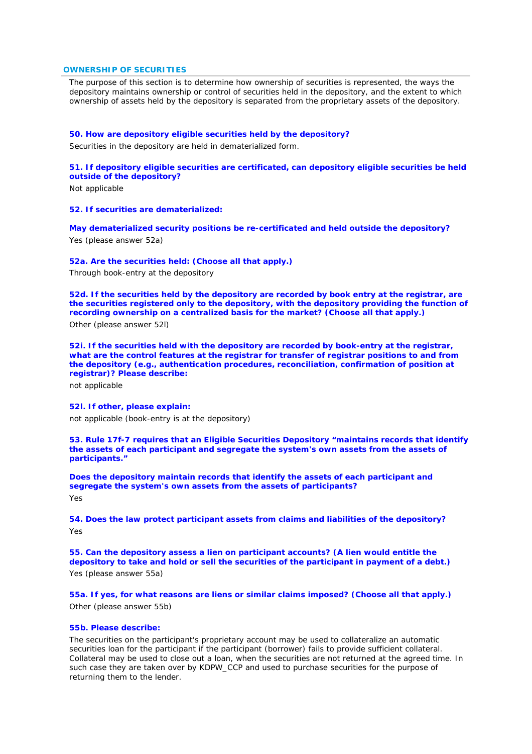## OWNERSHIP OF SECURITIES

The purpose of this section is to determine how ownership of securities is represented, the ways the depository maintains ownership or control of securities held in the depository, and the extent to which ownership of assets held by the depository is separated from the proprietary assets of the depository.

**50. How are depository eligible securities held by the depository?**

Securities in the depository are held in dematerialized form.

**51. If depository eligible securities are certificated, can depository eligible securities be held outside of the depository?**

Not applicable

**52. If securities are dematerialized:**

**May dematerialized security positions be re-certificated and held outside the depository?**

Yes (please answer 52a)

**52a. Are the securities held: (Choose all that apply.)**

Through book-entry at the depository

**52d. If the securities held by the depository are recorded by book entry at the registrar, are the securities registered only to the depository, with the depository providing the function of recording ownership on a centralized basis for the market? (Choose all that apply.)**

Other (please answer 52l)

**52i. If the securities held with the depository are recorded by book-entry at the registrar, what are the control features at the registrar for transfer of registrar positions to and from the depository (e.g., authentication procedures, reconciliation, confirmation of position at registrar)? Please describe:**

not applicable

**52l. If other, please explain:**

not applicable (book-entry is at the depository)

**53. Rule 17f-7 requires that an Eligible Securities Depository "maintains records that identify the assets of each participant and segregate the system's own assets from the assets of participants."**

**Does the depository maintain records that identify the assets of each participant and segregate the system's own assets from the assets of participants?**

Yes

**54. Does the law protect participant assets from claims and liabilities of the depository?**

Yes

**55. Can the depository assess a lien on participant accounts? (A lien would entitle the depository to take and hold or sell the securities of the participant in payment of a debt.)**

Yes (please answer 55a)

**55a. If yes, for what reasons are liens or similar claims imposed? (Choose all that apply.)**

Other (please answer 55b)

**55b. Please describe:**

The securities on the participant's proprietary account may be used to collateralize an automatic securities loan for the participant if the participant (borrower) fails to provide sufficient collateral. Collateral may be used to close out a loan, when the securities are not returned at the agreed time. In such case they are taken over by KDPW_CCP and used to purchase securities for the purpose of returning them to the lender.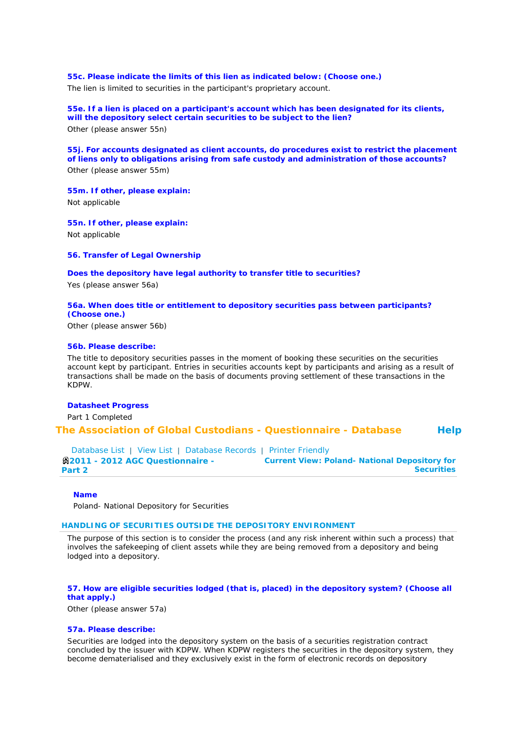**55c. Please indicate the limits of this lien as indicated below: (Choose one.)**

The lien is limited to securities in the participant's proprietary account.

**55e. If a lien is placed on a participant's account which has been designated for its clients, will the depository select certain securities to be subject to the lien?**

Other (please answer 55n)

**55j. For accounts designated as client accounts, do procedures exist to restrict the placement of liens only to obligations arising from safe custody and administration of those accounts?**

Other (please answer 55m)

**55m. If other, please explain:**

Not applicable

**55n. If other, please explain:**

Not applicable

**56. Transfer of Legal Ownership**

**Does the depository have legal authority to transfer title to securities?**

Yes (please answer 56a)

**56a. When does title or entitlement to depository securities pass between participants? (Choose one.)**

Other (please answer 56b)

**56b. Please describe:**

The title to depository securities passes in the moment of booking these securities on the securities account kept by participant. Entries in securities accounts kept by participants and arising as a result of transactions shall be made on the basis of documents proving settlement of these transactions in the KDPW.

**Datasheet Progress**

Part 1 Completed

## The Association of Global Custodians - Questionnaire - Database

Help

Database List | View List | Database Records | Printer Friendly

**2011 - 2012 AGC Questionnaire - Part 2**

**Current View: Poland- National Depository for Securities**

**Name**

Poland- National Depository for Securities

### HANDLING OF SECURITIES OUTSIDE THE DEPOSITORY ENVIRONMENT

The purpose of this section is to consider the process (and any risk inherent within such a process) that involves the safekeeping of client assets while they are being removed from a depository and being lodged into a depository.

**57. How are eligible securities lodged (that is, placed) in the depository system? (Choose all that apply.)**

Other (please answer 57a)

**57a. Please describe:**

Securities are lodged into the depository system on the basis of a securities registration contract concluded by the issuer with KDPW. When KDPW registers the securities in the depository system, they become dematerialised and they exclusively exist in the form of electronic records on depository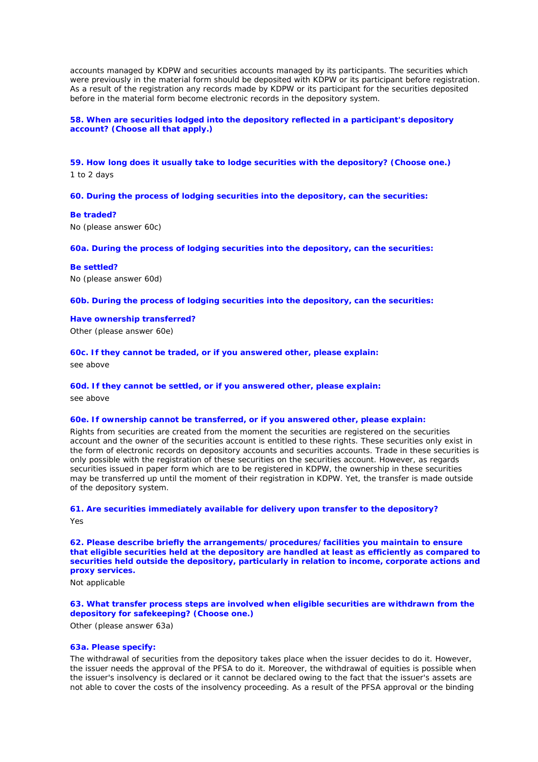accounts managed by KDPW and securities accounts managed by its participants. The securities which were previously in the material form should be deposited with KDPW or its participant before registration. As a result of the registration any records made by KDPW or its participant for the securities deposited before in the material form become electronic records in the depository system.

**58. When are securities lodged into the depository reflected in a participant's depository account? (Choose all that apply.)**

**59. How long does it usually take to lodge securities with the depository? (Choose one.)**

1 to 2 days

**60. During the process of lodging securities into the depository, can the securities:**

**Be traded?**

No (please answer 60c)

**60a. During the process of lodging securities into the depository, can the securities:**

**Be settled?**

No (please answer 60d)

**60b. During the process of lodging securities into the depository, can the securities:**

**Have ownership transferred?**

Other (please answer 60e)

**60c. If they cannot be traded, or if you answered other, please explain:**

see above

**60d. If they cannot be settled, or if you answered other, please explain:**

see above

**60e. If ownership cannot be transferred, or if you answered other, please explain:**

Rights from securities are created from the moment the securities are registered on the securities account and the owner of the securities account is entitled to these rights. These securities only exist in the form of electronic records on depository accounts and securities accounts. Trade in these securities is only possible with the registration of these securities on the securities account. However, as regards securities issued in paper form which are to be registered in KDPW, the ownership in these securities may be transferred up until the moment of their registration in KDPW. Yet, the transfer is made outside of the depository system.

**61. Are securities immediately available for delivery upon transfer to the depository?**

Yes

**62. Please describe briefly the arrangements/procedures/facilities you maintain to ensure that eligible securities held at the depository are handled at least as efficiently as compared to securities held outside the depository, particularly in relation to income, corporate actions and proxy services.**

Not applicable

**63. What transfer process steps are involved when eligible securities are withdrawn from the depository for safekeeping? (Choose one.)**

Other (please answer 63a)

**63a. Please specify:**

The withdrawal of securities from the depository takes place when the issuer decides to do it. However, the issuer needs the approval of the PFSA to do it. Moreover, the withdrawal of equities is possible when the issuer's insolvency is declared or it cannot be declared owing to the fact that the issuer's assets are not able to cover the costs of the insolvency proceeding. As a result of the PFSA approval or the binding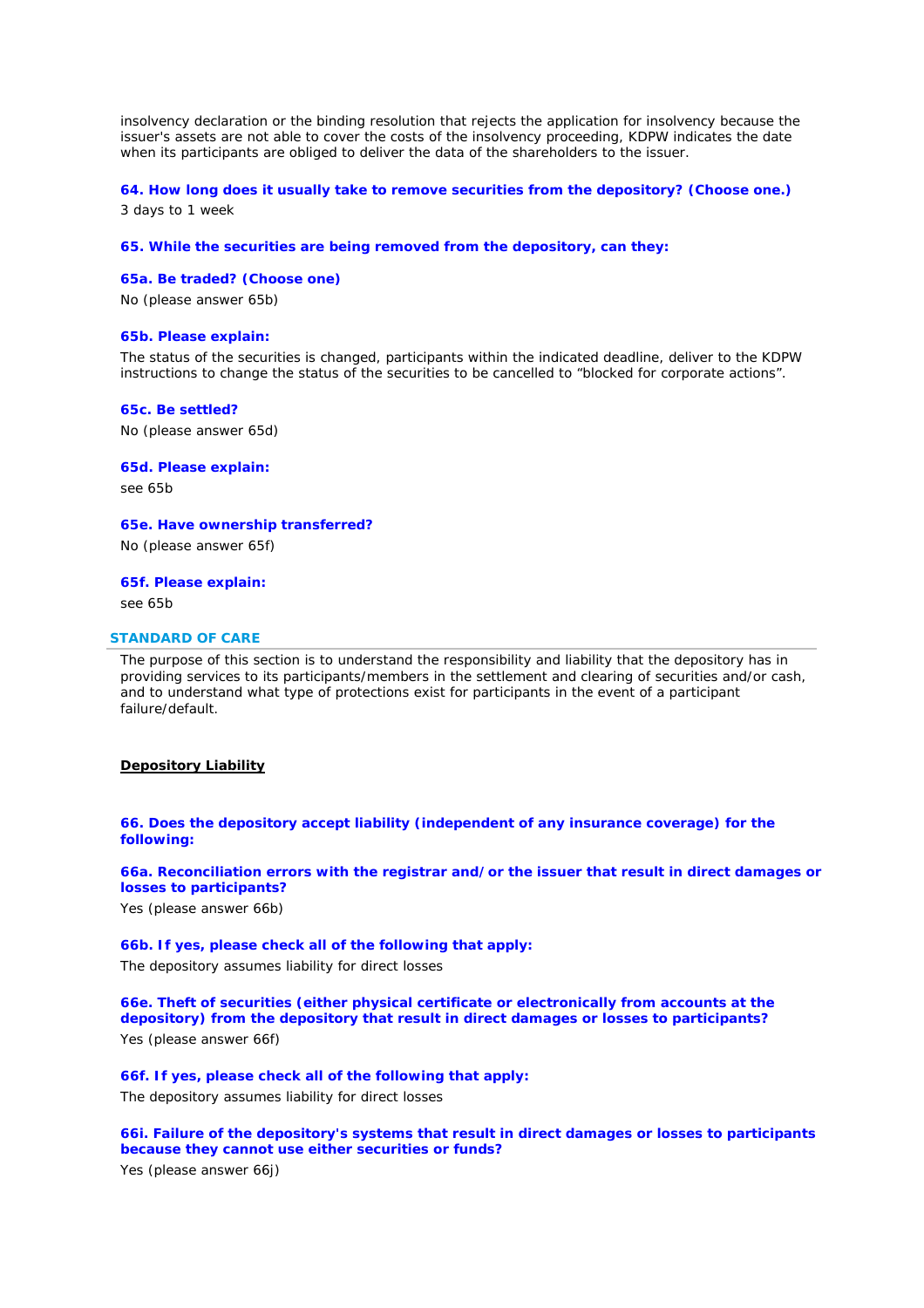insolvency declaration or the binding resolution that rejects the application for insolvency because the issuer's assets are not able to cover the costs of the insolvency proceeding, KDPW indicates the date when its participants are obliged to deliver the data of the shareholders to the issuer.

**64. How long does it usually take to remove securities from the depository? (Choose one.)**

3 days to 1 week

**65. While the securities are being removed from the depository, can they:**

**65a. Be traded? (Choose one)**

No (please answer 65b)

**65b. Please explain:**

The status of the securities is changed, participants within the indicated deadline, deliver to the KDPW instructions to change the status of the securities to be cancelled to "blocked for corporate actions".

**65c. Be settled?**

No (please answer 65d)

**65d. Please explain:**

see 65b

**65e. Have ownership transferred?**

No (please answer 65f)

**65f. Please explain:**

see 65b

## STANDARD OF CARE

The purpose of this section is to understand the responsibility and liability that the depository has in providing services to its participants/members in the settlement and clearing of securities and/or cash, and to understand what type of protections exist for participants in the event of a participant failure/default.

### Depository Liability

**66. Does the depository accept liability (independent of any insurance coverage) for the following:**

**66a. Reconciliation errors with the registrar and/or the issuer that result in direct damages or losses to participants?**

Yes (please answer 66b)

**66b. If yes, please check all of the following that apply:**

The depository assumes liability for direct losses

**66e. Theft of securities (either physical certificate or electronically from accounts at the depository) from the depository that result in direct damages or losses to participants?**

Yes (please answer 66f)

**66f. If yes, please check all of the following that apply:**

The depository assumes liability for direct losses

**66i. Failure of the depository's systems that result in direct damages or losses to participants because they cannot use either securities or funds?**

Yes (please answer 66j)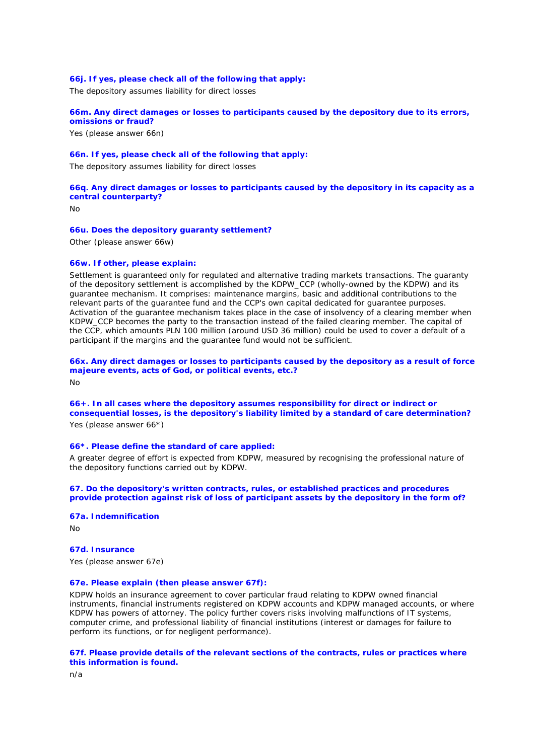#### 66j. If yes, please check all of the following that apply:

The depository assumes liability for direct losses

#### 66m. Any direct damages or losses to participants caused by the depository due to its errors, omissions or fraud?

Yes (please answer 66n)

#### 66n. If yes, please check all of the following that apply:

The depository assumes liability for direct losses

#### 66q. Any direct damages or losses to participants caused by the depository in its capacity as a central counterparty?

No

#### 66u. Does the depository guaranty settlement?

Other (please answer 66w)

#### 66w. If other, please explain:

Settlement is guaranteed only for regulated and alternative trading markets transactions. The guaranty of the depository settlement is accomplished by the KDPW_CCP (wholly-owned by the KDPW) and its guarantee mechanism. It comprises: maintenance margins, basic and additional contributions to the relevant parts of the guarantee fund and the CCP's own capital dedicated for guarantee purposes. Activation of the guarantee mechanism takes place in the case of insolvency of a clearing member when KDPW_CCP becomes the party to the transaction instead of the failed clearing member. The capital of the CCP, which amounts PLN 100 million (around USD 36 million) could be used to cover a default of a participant if the margins and the guarantee fund would not be sufficient.

#### 66x. Any direct damages or losses to participants caused by the depository as a result of force majeure events, acts of God, or political events, etc.?

No

#### 66+. In all cases where the depository assumes responsibility for direct or indirect or consequential losses, is the depository's liability limited by a standard of care determination?

Yes (please answer 66*)

#### 66*. Please define the standard of care applied:

A greater degree of effort is expected from KDPW, measured by recognising the professional nature of the depository functions carried out by KDPW.

#### 67. Do the depository's written contracts, rules, or established practices and procedures provide protection against risk of loss of participant assets by the depository in the form of?

#### 67a. Indemnification

No

#### 67d. Insurance

Yes (please answer 67e)

#### 67e. Please explain (then please answer 67f):

KDPW holds an insurance agreement to cover particular fraud relating to KDPW owned financial instruments, financial instruments registered on KDPW accounts and KDPW managed accounts, or where KDPW has powers of attorney. The policy further covers risks involving malfunctions of IT systems, computer crime, and professional liability of financial institutions (interest or damages for failure to perform its functions, or for negligent performance).

#### 67f. Please provide details of the relevant sections of the contracts, rules or practices where this information is found.

n/a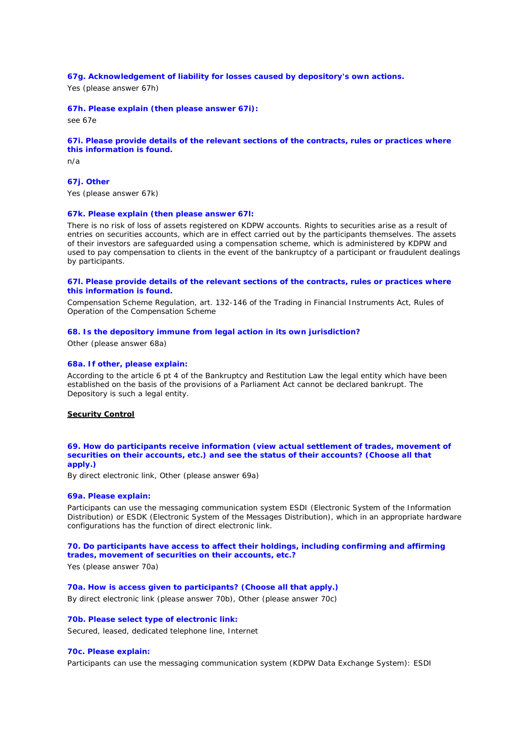**67g. Acknowledgement of liability for losses caused by depository's own actions.**

Yes (please answer 67h)

**67h. Please explain (then please answer 67i):**

see 67e

**67i. Please provide details of the relevant sections of the contracts, rules or practices where this information is found.**

n/a

**67j. Other**

Yes (please answer 67k)

**67k. Please explain (then please answer 67l:**

There is no risk of loss of assets registered on KDPW accounts. Rights to securities arise as a result of entries on securities accounts, which are in effect carried out by the participants themselves. The assets of their investors are safeguarded using a compensation scheme, which is administered by KDPW and used to pay compensation to clients in the event of the bankruptcy of a participant or fraudulent dealings by participants.

**67l. Please provide details of the relevant sections of the contracts, rules or practices where this information is found.**

Compensation Scheme Regulation, art. 132-146 of the Trading in Financial Instruments Act, Rules of Operation of the Compensation Scheme

**68. Is the depository immune from legal action in its own jurisdiction?**

Other (please answer 68a)

**68a. If other, please explain:**

According to the article 6 pt 4 of the Bankruptcy and Restitution Law the legal entity which have been established on the basis of the provisions of a Parliament Act cannot be declared bankrupt. The Depository is such a legal entity.

**<u>Security Control</u>**

**69. How do participants receive information (view actual settlement of trades, movement of securities on their accounts, etc.) and see the status of their accounts? (Choose all that apply.)**

By direct electronic link, Other (please answer 69a)

**69a. Please explain:**

Participants can use the messaging communication system ESDI (Electronic System of the Information Distribution) or ESDK (Electronic System of the Messages Distribution), which in an appropriate hardware configurations has the function of direct electronic link.

**70. Do participants have access to affect their holdings, including confirming and affirming trades, movement of securities on their accounts, etc.?**

Yes (please answer 70a)

**70a. How is access given to participants? (Choose all that apply.)**

By direct electronic link (please answer 70b), Other (please answer 70c)

**70b. Please select type of electronic link:**

Secured, leased, dedicated telephone line, Internet

**70c. Please explain:**

Participants can use the messaging communication system (KDPW Data Exchange System): ESDI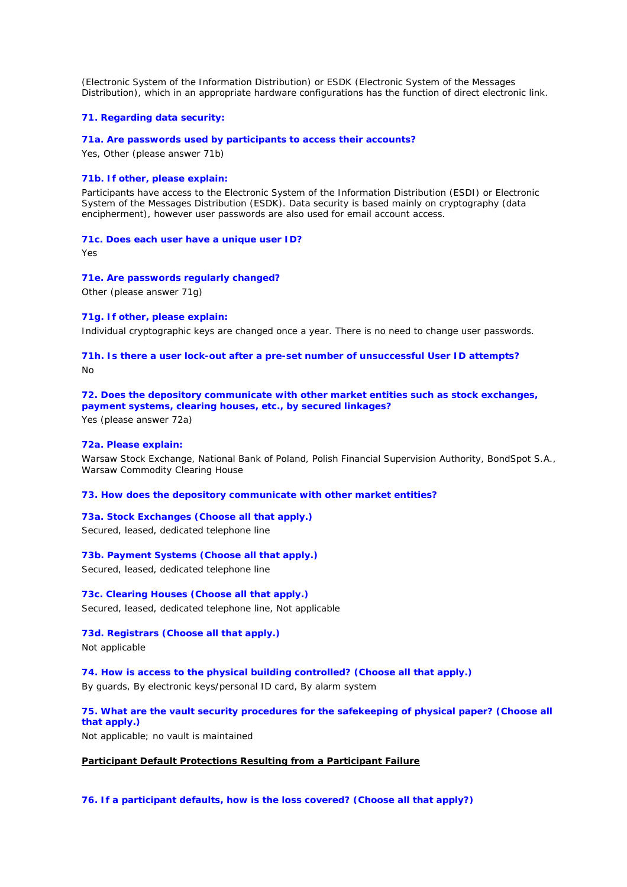(Electronic System of the Information Distribution) or ESDK (Electronic System of the Messages Distribution), which in an appropriate hardware configurations has the function of direct electronic link.

**71. Regarding data security:**

**71a. Are passwords used by participants to access their accounts?**

Yes, Other (please answer 71b)

**71b. If other, please explain:**

Participants have access to the Electronic System of the Information Distribution (ESDI) or Electronic System of the Messages Distribution (ESDK). Data security is based mainly on cryptography (data encipherment), however user passwords are also used for email account access.

**71c. Does each user have a unique user ID?**

Yes

**71e. Are passwords regularly changed?**

Other (please answer 71g)

**71g. If other, please explain:**

Individual cryptographic keys are changed once a year. There is no need to change user passwords.

**71h. Is there a user lock-out after a pre-set number of unsuccessful User ID attempts?**

No

**72. Does the depository communicate with other market entities such as stock exchanges, payment systems, clearing houses, etc., by secured linkages?**

Yes (please answer 72a)

**72a. Please explain:**

Warsaw Stock Exchange, National Bank of Poland, Polish Financial Supervision Authority, BondSpot S.A., Warsaw Commodity Clearing House

**73. How does the depository communicate with other market entities?**

**73a. Stock Exchanges (Choose all that apply.)**

Secured, leased, dedicated telephone line

**73b. Payment Systems (Choose all that apply.)**

Secured, leased, dedicated telephone line

**73c. Clearing Houses (Choose all that apply.)**

Secured, leased, dedicated telephone line, Not applicable

**73d. Registrars (Choose all that apply.)**

Not applicable

**74. How is access to the physical building controlled? (Choose all that apply.)**

By guards, By electronic keys/personal ID card, By alarm system

**75. What are the vault security procedures for the safekeeping of physical paper? (Choose all that apply.)**

Not applicable; no vault is maintained

**<u>Participant Default Protections Resulting from a Participant Failure</u>**

**76. If a participant defaults, how is the loss covered? (Choose all that apply?)**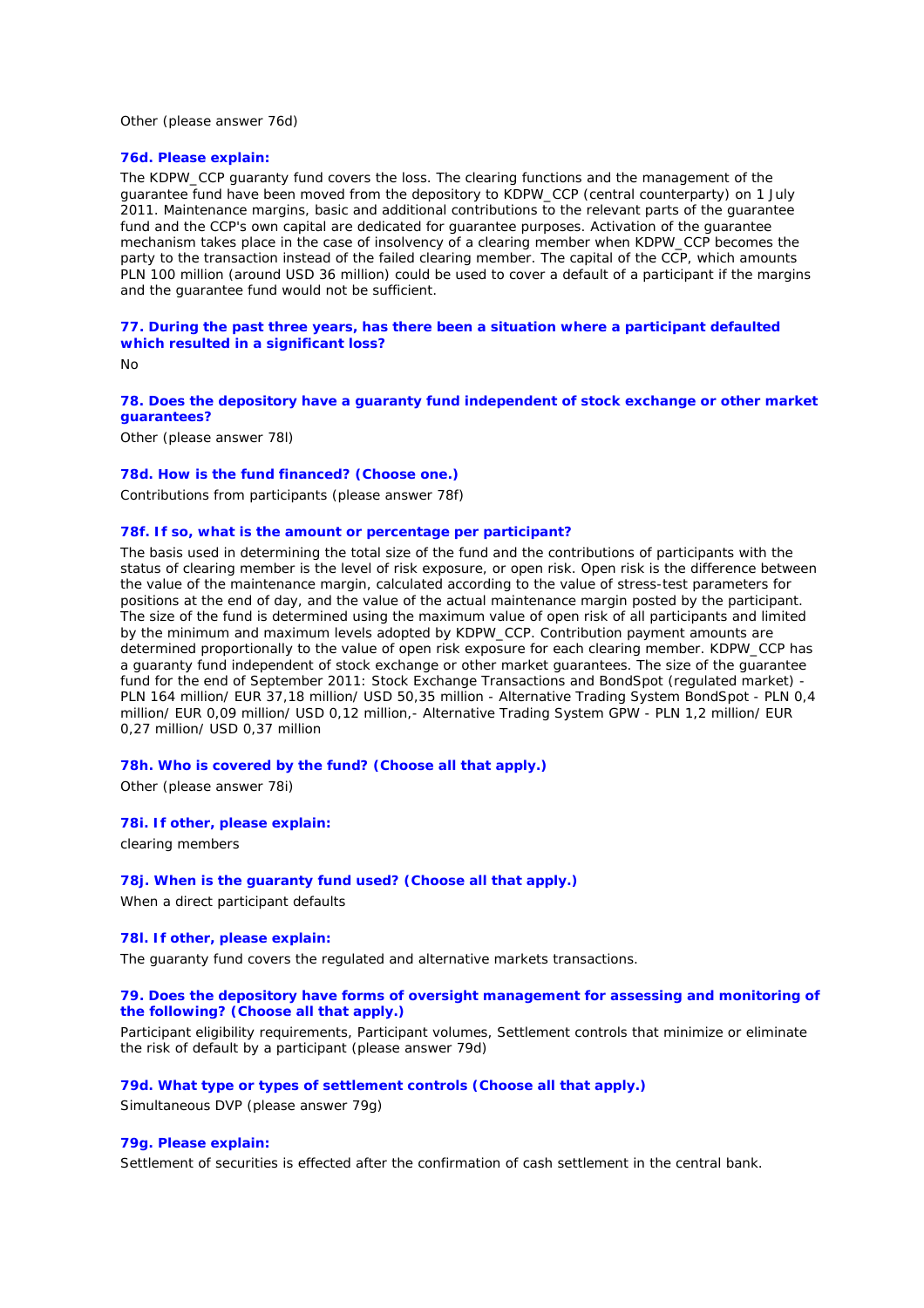Other (please answer 76d)

### 76d. Please explain:

The KDPW_CCP guaranty fund covers the loss. The clearing functions and the management of the guarantee fund have been moved from the depository to KDPW_CCP (central counterparty) on 1 July 2011. Maintenance margins, basic and additional contributions to the relevant parts of the guarantee fund and the CCP's own capital are dedicated for guarantee purposes. Activation of the guarantee mechanism takes place in the case of insolvency of a clearing member when KDPW_CCP becomes the party to the transaction instead of the failed clearing member. The capital of the CCP, which amounts PLN 100 million (around USD 36 million) could be used to cover a default of a participant if the margins and the guarantee fund would not be sufficient.

### 77. During the past three years, has there been a situation where a participant defaulted which resulted in a significant loss?

No

### 78. Does the depository have a guaranty fund independent of stock exchange or other market guarantees?

Other (please answer 78l)

### 78d. How is the fund financed? (Choose one.)

Contributions from participants (please answer 78f)

### 78f. If so, what is the amount or percentage per participant?

The basis used in determining the total size of the fund and the contributions of participants with the status of clearing member is the level of risk exposure, or open risk. Open risk is the difference between the value of the maintenance margin, calculated according to the value of stress-test parameters for positions at the end of day, and the value of the actual maintenance margin posted by the participant. The size of the fund is determined using the maximum value of open risk of all participants and limited by the minimum and maximum levels adopted by KDPW_CCP. Contribution payment amounts are determined proportionally to the value of open risk exposure for each clearing member. KDPW_CCP has a guaranty fund independent of stock exchange or other market guarantees. The size of the guarantee fund for the end of September 2011: Stock Exchange Transactions and BondSpot (regulated market) - PLN 164 million/ EUR 37,18 million/ USD 50,35 million - Alternative Trading System BondSpot - PLN 0,4 million/ EUR 0,09 million/ USD 0,12 million,- Alternative Trading System GPW - PLN 1,2 million/ EUR 0,27 million/ USD 0,37 million

### 78h. Who is covered by the fund? (Choose all that apply.)

Other (please answer 78i)

### 78i. If other, please explain:

clearing members

### 78j. When is the guaranty fund used? (Choose all that apply.)

When a direct participant defaults

### 78l. If other, please explain:

The guaranty fund covers the regulated and alternative markets transactions.

### 79. Does the depository have forms of oversight management for assessing and monitoring of the following? (Choose all that apply.)

Participant eligibility requirements, Participant volumes, Settlement controls that minimize or eliminate the risk of default by a participant (please answer 79d)

### 79d. What type or types of settlement controls (Choose all that apply.)

Simultaneous DVP (please answer 79g)

### 79g. Please explain:

Settlement of securities is effected after the confirmation of cash settlement in the central bank.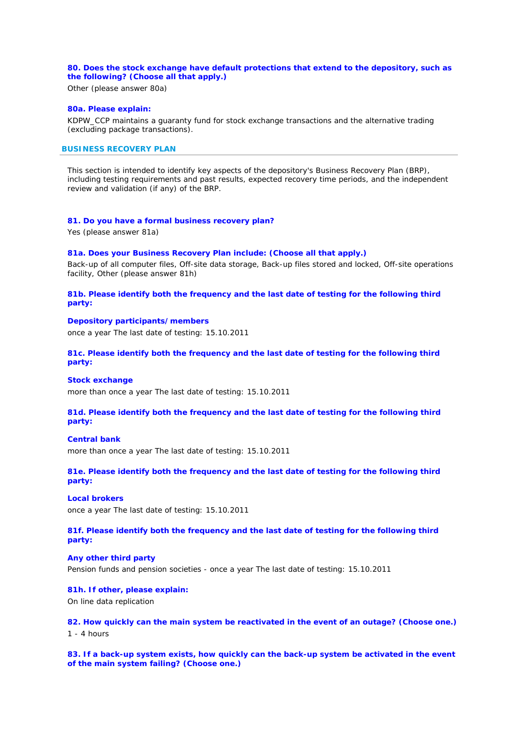**80. Does the stock exchange have default protections that extend to the depository, such as the following? (Choose all that apply.)**

Other (please answer 80a)

**80a. Please explain:**

KDPW_CCP maintains a guaranty fund for stock exchange transactions and the alternative trading (excluding package transactions).

## BUSINESS RECOVERY PLAN

This section is intended to identify key aspects of the depository's Business Recovery Plan (BRP), including testing requirements and past results, expected recovery time periods, and the independent review and validation (if any) of the BRP.

**81. Do you have a formal business recovery plan?**

Yes (please answer 81a)

**81a. Does your Business Recovery Plan include: (Choose all that apply.)**

Back-up of all computer files, Off-site data storage, Back-up files stored and locked, Off-site operations facility, Other (please answer 81h)

**81b. Please identify both the frequency and the last date of testing for the following third party:**

**Depository participants/members**

once a year The last date of testing: 15.10.2011

**81c. Please identify both the frequency and the last date of testing for the following third party:**

**Stock exchange**

more than once a year The last date of testing: 15.10.2011

**81d. Please identify both the frequency and the last date of testing for the following third party:**

**Central bank**

more than once a year The last date of testing: 15.10.2011

**81e. Please identify both the frequency and the last date of testing for the following third party:**

**Local brokers**

once a year The last date of testing: 15.10.2011

**81f. Please identify both the frequency and the last date of testing for the following third party:**

**Any other third party**

Pension funds and pension societies - once a year The last date of testing: 15.10.2011

**81h. If other, please explain:**

On line data replication

**82. How quickly can the main system be reactivated in the event of an outage? (Choose one.)**

1 - 4 hours

**83. If a back-up system exists, how quickly can the back-up system be activated in the event of the main system failing? (Choose one.)**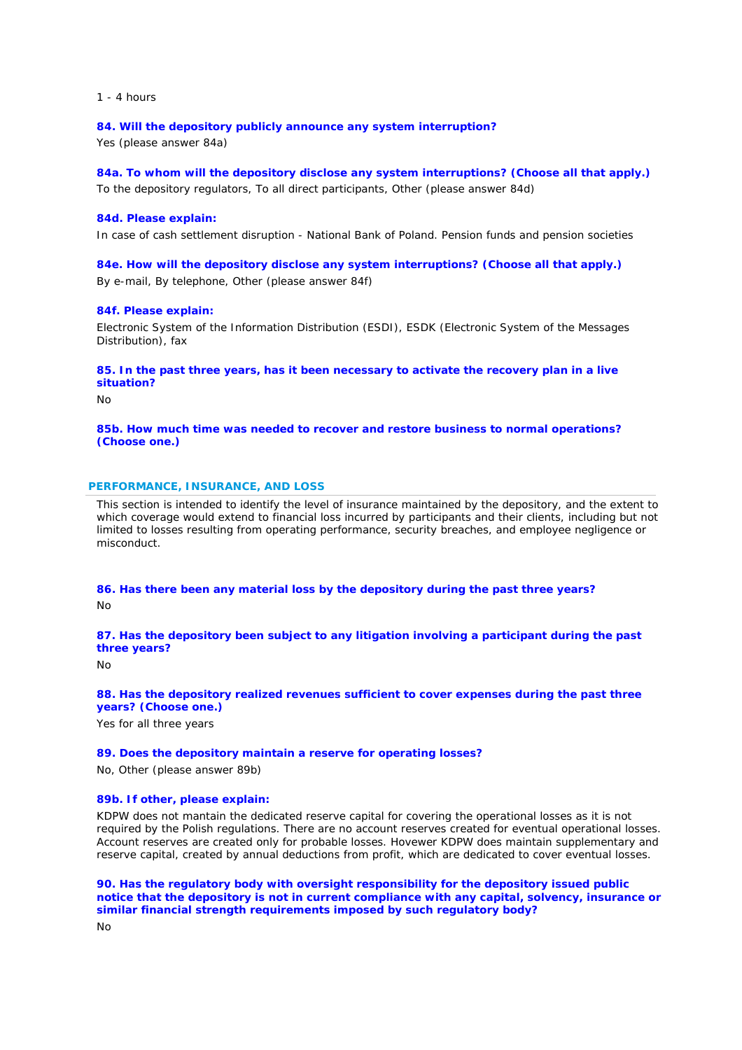1 - 4 hours

**84. Will the depository publicly announce any system interruption?**

Yes (please answer 84a)

**84a. To whom will the depository disclose any system interruptions? (Choose all that apply.)**

To the depository regulators, To all direct participants, Other (please answer 84d)

**84d. Please explain:**

In case of cash settlement disruption - National Bank of Poland. Pension funds and pension societies

**84e. How will the depository disclose any system interruptions? (Choose all that apply.)**

By e-mail, By telephone, Other (please answer 84f)

**84f. Please explain:**

Electronic System of the Information Distribution (ESDI), ESDK (Electronic System of the Messages Distribution), fax

**85. In the past three years, has it been necessary to activate the recovery plan in a live situation?**

No

**85b. How much time was needed to recover and restore business to normal operations? (Choose one.)**

## PERFORMANCE, INSURANCE, AND LOSS

This section is intended to identify the level of insurance maintained by the depository, and the extent to which coverage would extend to financial loss incurred by participants and their clients, including but not limited to losses resulting from operating performance, security breaches, and employee negligence or misconduct.

**86. Has there been any material loss by the depository during the past three years?**

No

**87. Has the depository been subject to any litigation involving a participant during the past three years?**

No

**88. Has the depository realized revenues sufficient to cover expenses during the past three years? (Choose one.)**

Yes for all three years

**89. Does the depository maintain a reserve for operating losses?**

No, Other (please answer 89b)

**89b. If other, please explain:**

KDPW does not mantain the dedicated reserve capital for covering the operational losses as it is not required by the Polish regulations. There are no account reserves created for eventual operational losses. Account reserves are created only for probable losses. Hovewer KDPW does maintain supplementary and reserve capital, created by annual deductions from profit, which are dedicated to cover eventual losses.

**90. Has the regulatory body with oversight responsibility for the depository issued public notice that the depository is not in current compliance with any capital, solvency, insurance or similar financial strength requirements imposed by such regulatory body?**

No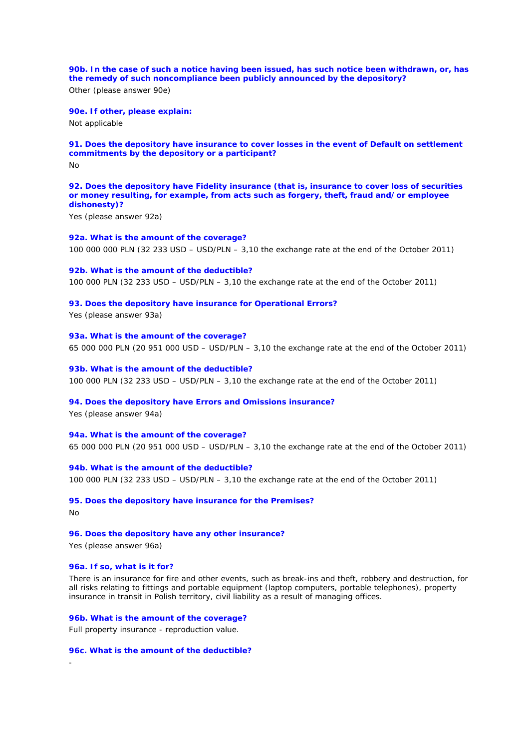**90b. In the case of such a notice having been issued, has such notice been withdrawn, or, has the remedy of such noncompliance been publicly announced by the depository?**

Other (please answer 90e)

**90e. If other, please explain:**

Not applicable

**91. Does the depository have insurance to cover losses in the event of Default on settlement commitments by the depository or a participant?**

No

**92. Does the depository have Fidelity insurance (that is, insurance to cover loss of securities or money resulting, for example, from acts such as forgery, theft, fraud and/or employee dishonesty)?**

Yes (please answer 92a)

**92a. What is the amount of the coverage?**

100 000 000 PLN (32 233 USD – USD/PLN – 3,10 the exchange rate at the end of the October 2011)

**92b. What is the amount of the deductible?**

100 000 PLN (32 233 USD – USD/PLN – 3,10 the exchange rate at the end of the October 2011)

**93. Does the depository have insurance for Operational Errors?**

Yes (please answer 93a)

**93a. What is the amount of the coverage?**

65 000 000 PLN (20 951 000 USD – USD/PLN – 3,10 the exchange rate at the end of the October 2011)

**93b. What is the amount of the deductible?**

100 000 PLN (32 233 USD – USD/PLN – 3,10 the exchange rate at the end of the October 2011)

**94. Does the depository have Errors and Omissions insurance?**

Yes (please answer 94a)

**94a. What is the amount of the coverage?**

65 000 000 PLN (20 951 000 USD – USD/PLN – 3,10 the exchange rate at the end of the October 2011)

**94b. What is the amount of the deductible?**

100 000 PLN (32 233 USD – USD/PLN – 3,10 the exchange rate at the end of the October 2011)

**95. Does the depository have insurance for the Premises?**

No

**96. Does the depository have any other insurance?**

Yes (please answer 96a)

**96a. If so, what is it for?**

There is an insurance for fire and other events, such as break-ins and theft, robbery and destruction, for all risks relating to fittings and portable equipment (laptop computers, portable telephones), property insurance in transit in Polish territory, civil liability as a result of managing offices.

**96b. What is the amount of the coverage?**

Full property insurance - reproduction value.

**96c. What is the amount of the deductible?**

-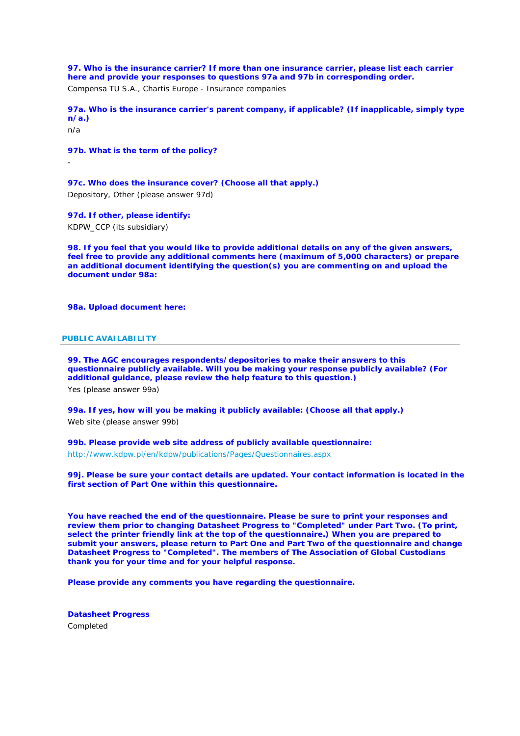**97. Who is the insurance carrier? If more than one insurance carrier, please list each carrier here and provide your responses to questions 97a and 97b in corresponding order.**

Compensa TU S.A., Chartis Europe - Insurance companies

**97a. Who is the insurance carrier's parent company, if applicable? (If inapplicable, simply type n/a.)**

n/a

**97b. What is the term of the policy?**

-

**97c. Who does the insurance cover? (Choose all that apply.)**

Depository, Other (please answer 97d)

**97d. If other, please identify:**

KDPW_CCP (its subsidiary)

**98. If you feel that you would like to provide additional details on any of the given answers, feel free to provide any additional comments here (maximum of 5,000 characters) or prepare an additional document identifying the question(s) you are commenting on and upload the document under 98a:**

**98a. Upload document here:**

## PUBLIC AVAILABILITY

**99. The AGC encourages respondents/depositories to make their answers to this questionnaire publicly available. Will you be making your response publicly available? (For additional guidance, please review the help feature to this question.)**

Yes (please answer 99a)

**99a. If yes, how will you be making it publicly available: (Choose all that apply.)**

Web site (please answer 99b)

**99b. Please provide web site address of publicly available questionnaire:**

http://www.kdpw.pl/en/kdpw/publications/Pages/Questionnaires.aspx

**99j. Please be sure your contact details are updated. Your contact information is located in the first section of Part One within this questionnaire.**

**You have reached the end of the questionnaire. Please be sure to print your responses and review them prior to changing Datasheet Progress to "Completed" under Part Two. (To print, select the printer friendly link at the top of the questionnaire.) When you are prepared to submit your answers, please return to Part One and Part Two of the questionnaire and change Datasheet Progress to "Completed". The members of The Association of Global Custodians thank you for your time and for your helpful response.**

**Please provide any comments you have regarding the questionnaire.**

**Datasheet Progress**

Completed